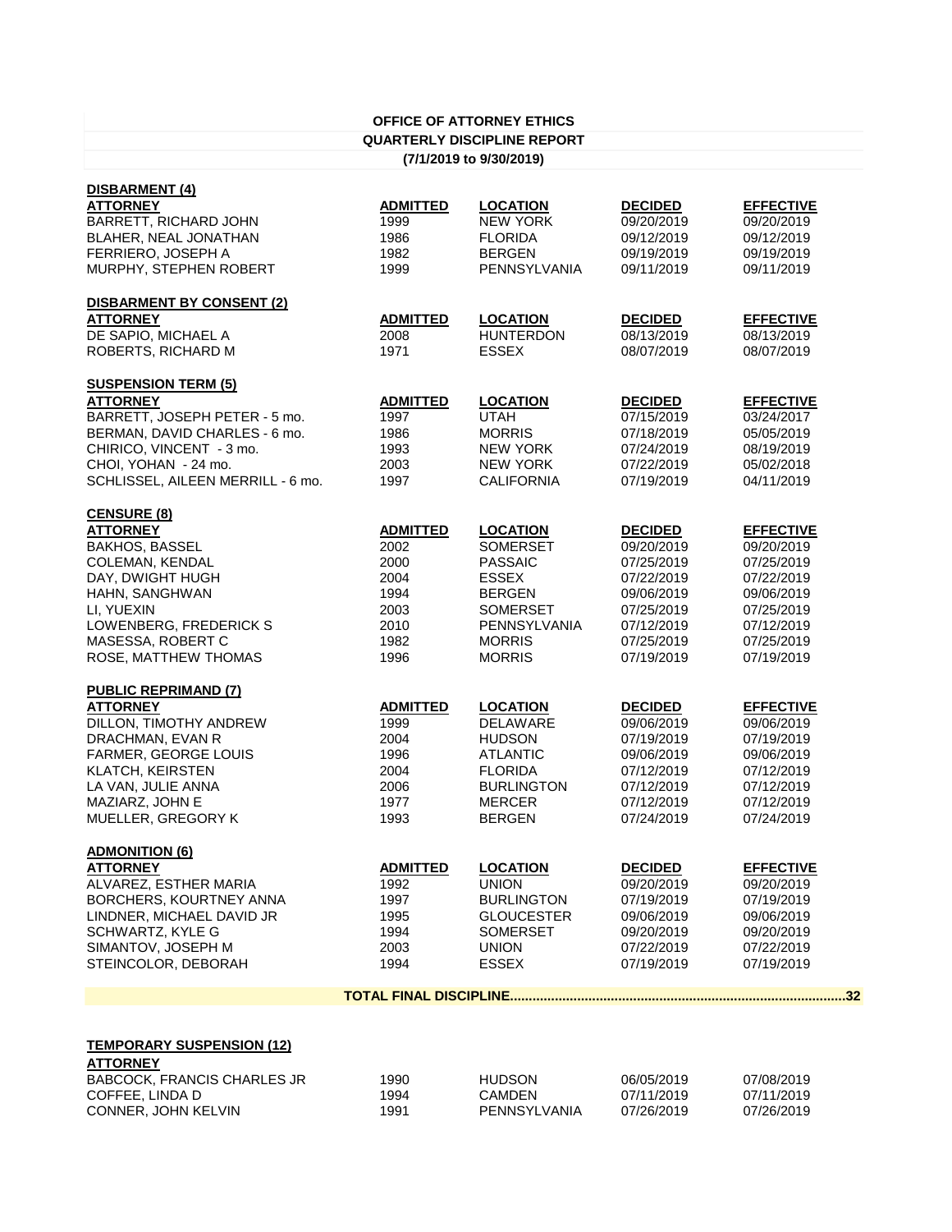**OFFICE OF ATTORNEY ETHICS**

**QUARTERLY DISCIPLINE REPORT**

**(7/1/2019 to 9/30/2019)**

**DISBARMENT (4)**

| ATTORNEY | ADMITTED | LOCATION | DECIDED | EFFECTIVE |
|---|---|---|---|---|
| BARRETT, RICHARD JOHN | 1999 | NEW YORK | 09/20/2019 | 09/20/2019 |
| BLAHER, NEAL JONATHAN | 1986 | FLORIDA | 09/12/2019 | 09/12/2019 |
| FERRIERO, JOSEPH A | 1982 | BERGEN | 09/19/2019 | 09/19/2019 |
| MURPHY, STEPHEN ROBERT | 1999 | PENNSYLVANIA | 09/11/2019 | 09/11/2019 |

**DISBARMENT BY CONSENT (2)**

| ATTORNEY | ADMITTED | LOCATION | DECIDED | EFFECTIVE |
|---|---|---|---|---|
| DE SAPIO, MICHAEL A | 2008 | HUNTERDON | 08/13/2019 | 08/13/2019 |
| ROBERTS, RICHARD M | 1971 | ESSEX | 08/07/2019 | 08/07/2019 |

**SUSPENSION TERM (5)**

| ATTORNEY | ADMITTED | LOCATION | DECIDED | EFFECTIVE |
|---|---|---|---|---|
| BARRETT, JOSEPH PETER - 5 mo. | 1997 | UTAH | 07/15/2019 | 03/24/2017 |
| BERMAN, DAVID CHARLES - 6 mo. | 1986 | MORRIS | 07/18/2019 | 05/05/2019 |
| CHIRICO, VINCENT - 3 mo. | 1993 | NEW YORK | 07/24/2019 | 08/19/2019 |
| CHOI, YOHAN - 24 mo. | 2003 | NEW YORK | 07/22/2019 | 05/02/2018 |
| SCHLISSEL, AILEEN MERRILL - 6 mo. | 1997 | CALIFORNIA | 07/19/2019 | 04/11/2019 |

**CENSURE (8)**

| ATTORNEY | ADMITTED | LOCATION | DECIDED | EFFECTIVE |
|---|---|---|---|---|
| BAKHOS, BASSEL | 2002 | SOMERSET | 09/20/2019 | 09/20/2019 |
| COLEMAN, KENDAL | 2000 | PASSAIC | 07/25/2019 | 07/25/2019 |
| DAY, DWIGHT HUGH | 2004 | ESSEX | 07/22/2019 | 07/22/2019 |
| HAHN, SANGHWAN | 1994 | BERGEN | 09/06/2019 | 09/06/2019 |
| LI, YUEXIN | 2003 | SOMERSET | 07/25/2019 | 07/25/2019 |
| LOWENBERG, FREDERICK S | 2010 | PENNSYLVANIA | 07/12/2019 | 07/12/2019 |
| MASESSA, ROBERT C | 1982 | MORRIS | 07/25/2019 | 07/25/2019 |
| ROSE, MATTHEW THOMAS | 1996 | MORRIS | 07/19/2019 | 07/19/2019 |

**PUBLIC REPRIMAND (7)**

| ATTORNEY | ADMITTED | LOCATION | DECIDED | EFFECTIVE |
|---|---|---|---|---|
| DILLON, TIMOTHY ANDREW | 1999 | DELAWARE | 09/06/2019 | 09/06/2019 |
| DRACHMAN, EVAN R | 2004 | HUDSON | 07/19/2019 | 07/19/2019 |
| FARMER, GEORGE LOUIS | 1996 | ATLANTIC | 09/06/2019 | 09/06/2019 |
| KLATCH, KEIRSTEN | 2004 | FLORIDA | 07/12/2019 | 07/12/2019 |
| LA VAN, JULIE ANNA | 2006 | BURLINGTON | 07/12/2019 | 07/12/2019 |
| MAZIARZ, JOHN E | 1977 | MERCER | 07/12/2019 | 07/12/2019 |
| MUELLER, GREGORY K | 1993 | BERGEN | 07/24/2019 | 07/24/2019 |

**ADMONITION (6)**

| ATTORNEY | ADMITTED | LOCATION | DECIDED | EFFECTIVE |
|---|---|---|---|---|
| ALVAREZ, ESTHER MARIA | 1992 | UNION | 09/20/2019 | 09/20/2019 |
| BORCHERS, KOURTNEY ANNA | 1997 | BURLINGTON | 07/19/2019 | 07/19/2019 |
| LINDNER, MICHAEL DAVID JR | 1995 | GLOUCESTER | 09/06/2019 | 09/06/2019 |
| SCHWARTZ, KYLE G | 1994 | SOMERSET | 09/20/2019 | 09/20/2019 |
| SIMANTOV, JOSEPH M | 2003 | UNION | 07/22/2019 | 07/22/2019 |
| STEINCOLOR, DEBORAH | 1994 | ESSEX | 07/19/2019 | 07/19/2019 |

**TOTAL FINAL DISCIPLINE..........................................................................................32**

**TEMPORARY SUSPENSION (12)**

| ATTORNEY | | | | |
|---|---|---|---|---|
| BABCOCK, FRANCIS CHARLES JR | 1990 | HUDSON | 06/05/2019 | 07/08/2019 |
| COFFEE, LINDA D | 1994 | CAMDEN | 07/11/2019 | 07/11/2019 |
| CONNER, JOHN KELVIN | 1991 | PENNSYLVANIA | 07/26/2019 | 07/26/2019 |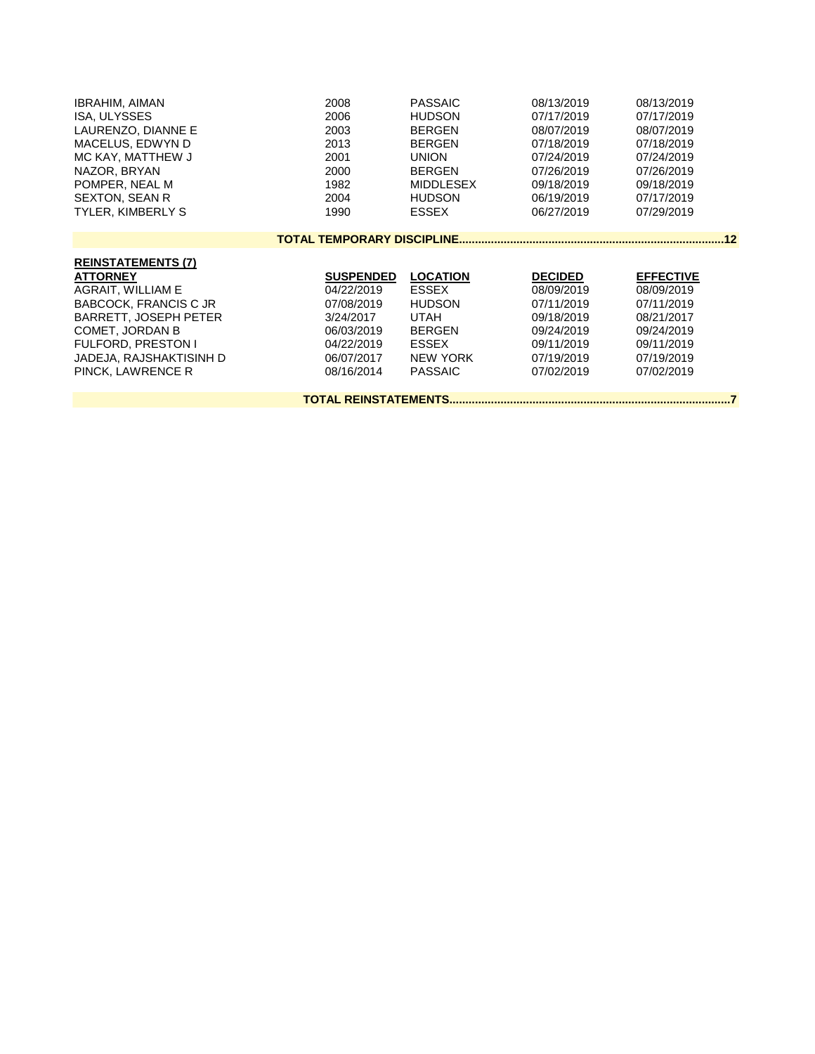| | | | | |
|---|---|---|---|---|
| IBRAHIM, AIMAN | 2008 | PASSAIC | 08/13/2019 | 08/13/2019 |
| ISA, ULYSSES | 2006 | HUDSON | 07/17/2019 | 07/17/2019 |
| LAURENZO, DIANNE E | 2003 | BERGEN | 08/07/2019 | 08/07/2019 |
| MACELUS, EDWYN D | 2013 | BERGEN | 07/18/2019 | 07/18/2019 |
| MC KAY, MATTHEW J | 2001 | UNION | 07/24/2019 | 07/24/2019 |
| NAZOR, BRYAN | 2000 | BERGEN | 07/26/2019 | 07/26/2019 |
| POMPER, NEAL M | 1982 | MIDDLESEX | 09/18/2019 | 09/18/2019 |
| SEXTON, SEAN R | 2004 | HUDSON | 06/19/2019 | 07/17/2019 |
| TYLER, KIMBERLY S | 1990 | ESSEX | 06/27/2019 | 07/29/2019 |

**TOTAL TEMPORARY DISCIPLINE..................................................................................12**

**REINSTATEMENTS (7)**

| ATTORNEY | SUSPENDED | LOCATION | DECIDED | EFFECTIVE |
|---|---|---|---|---|
| AGRAIT, WILLIAM E | 04/22/2019 | ESSEX | 08/09/2019 | 08/09/2019 |
| BABCOCK, FRANCIS C JR | 07/08/2019 | HUDSON | 07/11/2019 | 07/11/2019 |
| BARRETT, JOSEPH PETER | 3/24/2017 | UTAH | 09/18/2019 | 08/21/2017 |
| COMET, JORDAN B | 06/03/2019 | BERGEN | 09/24/2019 | 09/24/2019 |
| FULFORD, PRESTON I | 04/22/2019 | ESSEX | 09/11/2019 | 09/11/2019 |
| JADEJA, RAJSHAKTISINH D | 06/07/2017 | NEW YORK | 07/19/2019 | 07/19/2019 |
| PINCK, LAWRENCE R | 08/16/2014 | PASSAIC | 07/02/2019 | 07/02/2019 |

**TOTAL REINSTATEMENTS.......................................................................................7**